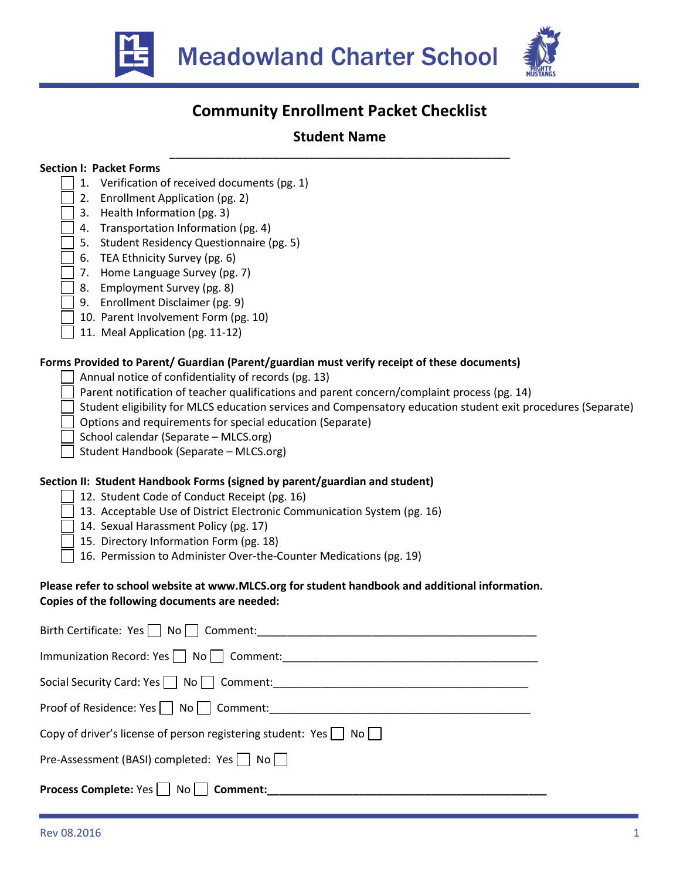# Meadowland Charter School

## Community Enrollment Packet Checklist

**Student Name**

______________________________________________

**Section I: Packet Forms**

- ☐ 1. Verification of received documents (pg. 1)
- ☐ 2. Enrollment Application (pg. 2)
- ☐ 3. Health Information (pg. 3)
- ☐ 4. Transportation Information (pg. 4)
- ☐ 5. Student Residency Questionnaire (pg. 5)
- ☐ 6. TEA Ethnicity Survey (pg. 6)
- ☐ 7. Home Language Survey (pg. 7)
- ☐ 8. Employment Survey (pg. 8)
- ☐ 9. Enrollment Disclaimer (pg. 9)
- ☐ 10. Parent Involvement Form (pg. 10)
- ☐ 11. Meal Application (pg. 11-12)

**Forms Provided to Parent/ Guardian (Parent/guardian must verify receipt of these documents)**

- ☐ Annual notice of confidentiality of records (pg. 13)
- ☐ Parent notification of teacher qualifications and parent concern/complaint process (pg. 14)
- ☐ Student eligibility for MLCS education services and Compensatory education student exit procedures (Separate)
- ☐ Options and requirements for special education (Separate)
- ☐ School calendar (Separate – MLCS.org)
- ☐ Student Handbook (Separate – MLCS.org)

**Section II: Student Handbook Forms (signed by parent/guardian and student)**

- ☐ 12. Student Code of Conduct Receipt (pg. 16)
- ☐ 13. Acceptable Use of District Electronic Communication System (pg. 16)
- ☐ 14. Sexual Harassment Policy (pg. 17)
- ☐ 15. Directory Information Form (pg. 18)
- ☐ 16. Permission to Administer Over-the-Counter Medications (pg. 19)

**Please refer to school website at www.MLCS.org for student handbook and additional information.**
**Copies of the following documents are needed:**

Birth Certificate: Yes ☐ No ☐ Comment:______________________________________________

Immunization Record: Yes ☐ No ☐ Comment:__________________________________________

Social Security Card: Yes ☐ No ☐ Comment:__________________________________________

Proof of Residence: Yes ☐ No ☐ Comment:___________________________________________

Copy of driver's license of person registering student: Yes ☐ No ☐

Pre-Assessment (BASI) completed: Yes ☐ No ☐

**Process Complete:** Yes ☐ No ☐ **Comment:______________________________________________**

Rev 08.2016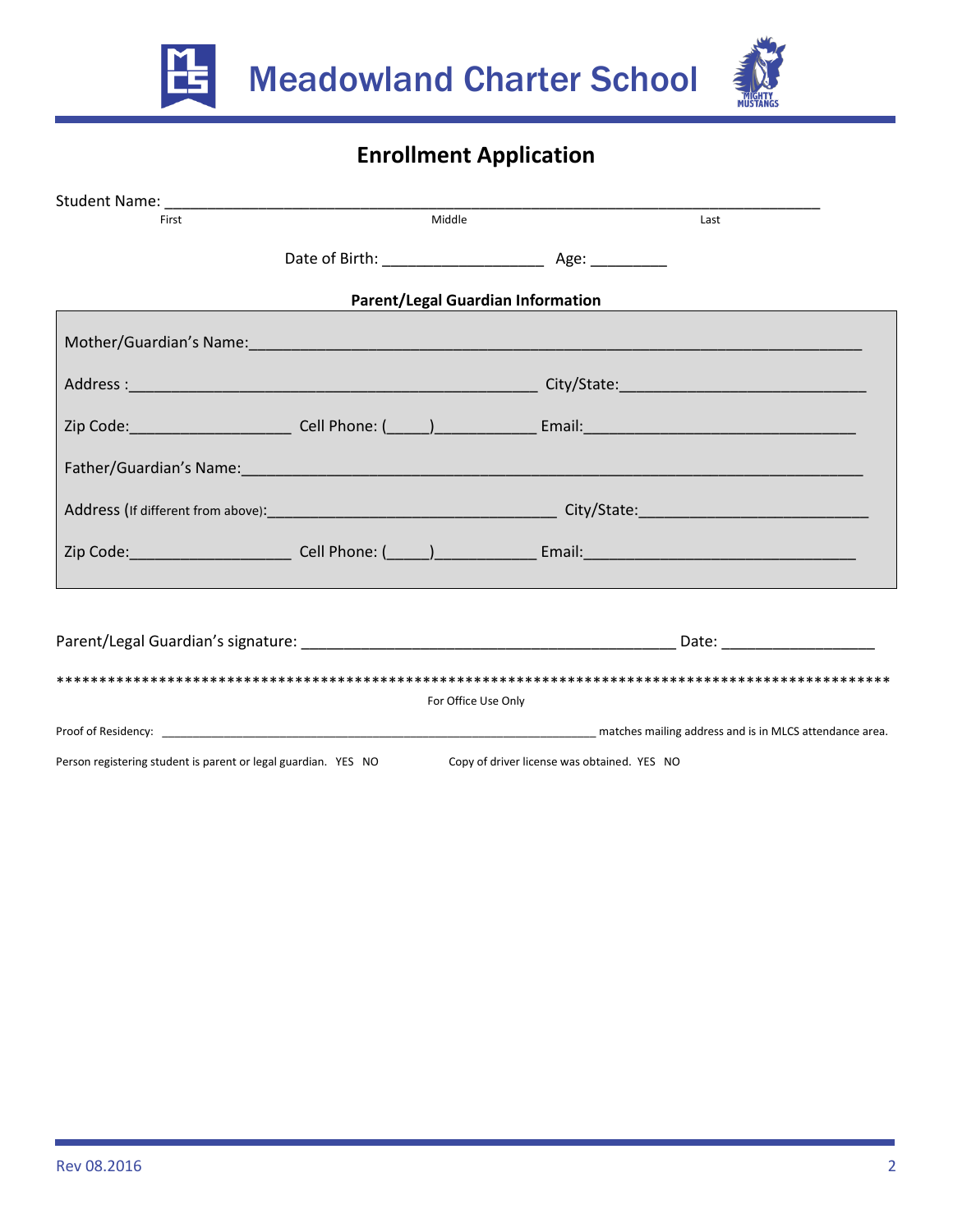# Meadowland Charter School

## Enrollment Application

Student Name: ___________________________________________________________________________
First Middle Last

Date of Birth: __________________ Age: _________

**Parent/Legal Guardian Information**

Mother/Guardian's Name:_____________________________________________________________________

Address :______________________________________________ City/State:____________________________

Zip Code:__________________ Cell Phone: (_____)___________ Email:______________________________

Father/Guardian's Name:_____________________________________________________________________

Address (If different from above):________________________________ City/State:_________________________

Zip Code:__________________ Cell Phone: (_____)___________ Email:______________________________

Parent/Legal Guardian's signature: ___________________________________________ Date: _________________

****************************************************************************************************

For Office Use Only

Proof of Residency: _____________________________________________________________ matches mailing address and is in MLCS attendance area.

Person registering student is parent or legal guardian. YES NO Copy of driver license was obtained. YES NO

Rev 08.2016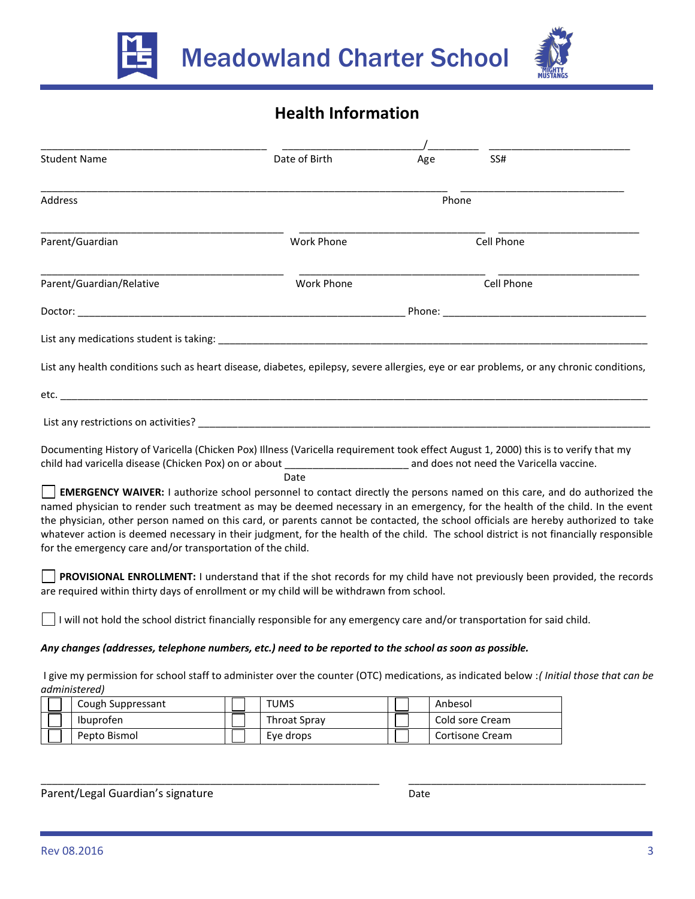# Meadowland Charter School

## Health Information

______________________________________ ______________________/________ ________________________
Student Name Date of Birth Age SS#

______________________________________________________________________ ____________________________
Address Phone

___________________________________________ ________________________________ ________________________
Parent/Guardian Work Phone Cell Phone

___________________________________________ ________________________________ ________________________
Parent/Guardian/Relative Work Phone Cell Phone

Doctor: ________________________________________________________ Phone: ____________________________________

List any medications student is taking: ______________________________________________________________________

List any health conditions such as heart disease, diabetes, epilepsy, severe allergies, eye or ear problems, or any chronic conditions,

etc. _____________________________________________________________________________________________________

List any restrictions on activities? ______________________________________________________________________

Documenting History of Varicella (Chicken Pox) Illness (Varicella requirement took effect August 1, 2000) this is to verify that my child had varicella disease (Chicken Pox) on or about _____________________ and does not need the Varicella vaccine.
Date

☐ **EMERGENCY WAIVER:** I authorize school personnel to contact directly the persons named on this care, and do authorized the named physician to render such treatment as may be deemed necessary in an emergency, for the health of the child. In the event the physician, other person named on this card, or parents cannot be contacted, the school officials are hereby authorized to take whatever action is deemed necessary in their judgment, for the health of the child. The school district is not financially responsible for the emergency care and/or transportation of the child.

☐ **PROVISIONAL ENROLLMENT:** I understand that if the shot records for my child have not previously been provided, the records are required within thirty days of enrollment or my child will be withdrawn from school.

☐ I will not hold the school district financially responsible for any emergency care and/or transportation for said child.

***Any changes (addresses, telephone numbers, etc.) need to be reported to the school as soon as possible.***

I give my permission for school staff to administer over the counter (OTC) medications, as indicated below :*( Initial those that can be administered)*

| | | | | | |
|---|---|---|---|---|---|
| ☐ | Cough Suppressant | ☐ | TUMS | ☐ | Anbesol |
| ☐ | Ibuprofen | ☐ | Throat Spray | ☐ | Cold sore Cream |
| ☐ | Pepto Bismol | ☐ | Eye drops | ☐ | Cortisone Cream |

__________________________________________________________ __________________________________________
Parent/Legal Guardian's signature Date

Rev 08.2016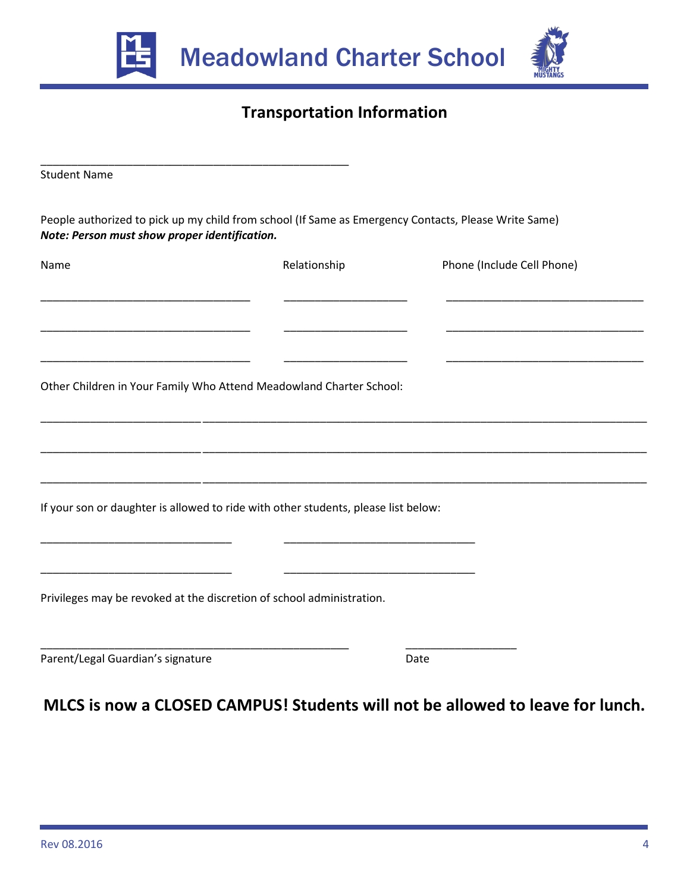# Meadowland Charter School

## Transportation Information

\_\_\_\_\_\_\_\_\_\_\_\_\_\_\_\_\_\_\_\_\_\_\_\_\_\_\_\_\_\_\_\_\_\_\_\_\_\_\_\_\_\_\_\_\_\_\_\_

Student Name

People authorized to pick up my child from school (If Same as Emergency Contacts, Please Write Same)
***Note: Person must show proper identification.***

| Name | Relationship | Phone (Include Cell Phone) |
|---|---|---|
| | | |
| | | |
| | | |

Other Children in Your Family Who Attend Meadowland Charter School:

\_\_\_\_\_\_\_\_\_\_\_\_\_\_\_\_\_\_\_\_\_\_\_\_\_\_\_\_\_\_\_\_\_\_\_\_\_\_\_\_\_\_\_\_\_\_\_\_\_\_\_\_\_\_\_\_\_\_\_\_\_\_\_\_\_\_\_\_\_\_\_\_\_\_\_\_\_\_\_\_\_\_\_\_\_\_

\_\_\_\_\_\_\_\_\_\_\_\_\_\_\_\_\_\_\_\_\_\_\_\_\_\_\_\_\_\_\_\_\_\_\_\_\_\_\_\_\_\_\_\_\_\_\_\_\_\_\_\_\_\_\_\_\_\_\_\_\_\_\_\_\_\_\_\_\_\_\_\_\_\_\_\_\_\_\_\_\_\_\_\_\_\_

\_\_\_\_\_\_\_\_\_\_\_\_\_\_\_\_\_\_\_\_\_\_\_\_\_\_\_\_\_\_\_\_\_\_\_\_\_\_\_\_\_\_\_\_\_\_\_\_\_\_\_\_\_\_\_\_\_\_\_\_\_\_\_\_\_\_\_\_\_\_\_\_\_\_\_\_\_\_\_\_\_\_\_\_\_\_

If your son or daughter is allowed to ride with other students, please list below:

\_\_\_\_\_\_\_\_\_\_\_\_\_\_\_\_\_\_\_\_\_\_\_\_\_\_\_\_\_\_     \_\_\_\_\_\_\_\_\_\_\_\_\_\_\_\_\_\_\_\_\_\_\_\_\_\_\_\_\_\_

\_\_\_\_\_\_\_\_\_\_\_\_\_\_\_\_\_\_\_\_\_\_\_\_\_\_\_\_\_\_     \_\_\_\_\_\_\_\_\_\_\_\_\_\_\_\_\_\_\_\_\_\_\_\_\_\_\_\_\_\_

Privileges may be revoked at the discretion of school administration.

\_\_\_\_\_\_\_\_\_\_\_\_\_\_\_\_\_\_\_\_\_\_\_\_\_\_\_\_\_\_\_\_\_\_\_\_\_\_\_\_\_\_\_\_\_\_\_\_     \_\_\_\_\_\_\_\_\_\_\_\_\_\_\_\_\_\_

Parent/Legal Guardian's signature     Date

**MLCS is now a CLOSED CAMPUS! Students will not be allowed to leave for lunch.**

Rev 08.2016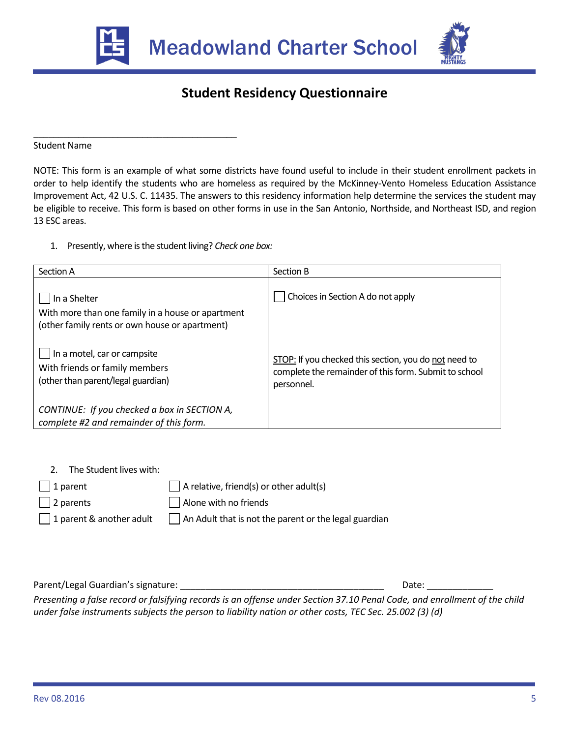# Meadowland Charter School

## Student Residency Questionnaire

\_\_\_\_\_\_\_\_\_\_\_\_\_\_\_\_\_\_\_\_\_\_\_\_\_\_\_\_\_\_\_\_\_\_\_\_\_\_\_\_
Student Name

NOTE: This form is an example of what some districts have found useful to include in their student enrollment packets in order to help identify the students who are homeless as required by the McKinney-Vento Homeless Education Assistance Improvement Act, 42 U.S. C. 11435. The answers to this residency information help determine the services the student may be eligible to receive. This form is based on other forms in use in the San Antonio, Northside, and Northeast ISD, and region 13 ESC areas.

1. Presently, where is the student living? *Check one box:*

| Section A | Section B |
|---|---|
| ☐ In a Shelter<br>With more than one family in a house or apartment (other family rents or own house or apartment)<br><br>☐ In a motel, car or campsite<br>With friends or family members (other than parent/legal guardian)<br><br>*CONTINUE: If you checked a box in SECTION A, complete #2 and remainder of this form.* | ☐ Choices in Section A do not apply<br><br><u>STOP:</u> If you checked this section, you do <u>not</u> need to complete the remainder of this form. Submit to school personnel. |

2. The Student lives with:

☐ 1 parent ☐ A relative, friend(s) or other adult(s)
☐ 2 parents ☐ Alone with no friends
☐ 1 parent & another adult ☐ An Adult that is not the parent or the legal guardian

Parent/Legal Guardian's signature: \_\_\_\_\_\_\_\_\_\_\_\_\_\_\_\_\_\_\_\_\_\_\_\_\_\_\_\_\_\_\_\_\_\_\_\_\_\_\_\_ Date: \_\_\_\_\_\_\_\_\_\_\_\_\_

*Presenting a false record or falsifying records is an offense under Section 37.10 Penal Code, and enrollment of the child under false instruments subjects the person to liability nation or other costs, TEC Sec. 25.002 (3) (d)*

Rev 08.2016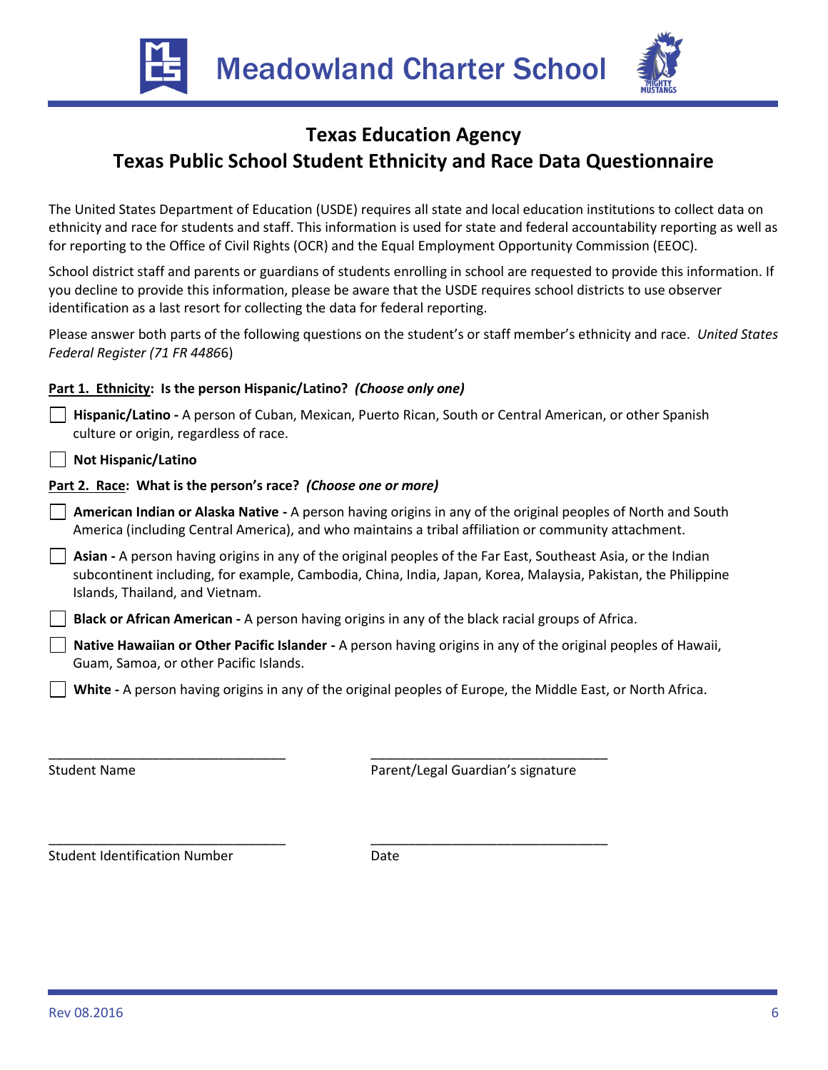# Meadowland Charter School

## Texas Education Agency
## Texas Public School Student Ethnicity and Race Data Questionnaire

The United States Department of Education (USDE) requires all state and local education institutions to collect data on ethnicity and race for students and staff. This information is used for state and federal accountability reporting as well as for reporting to the Office of Civil Rights (OCR) and the Equal Employment Opportunity Commission (EEOC).

School district staff and parents or guardians of students enrolling in school are requested to provide this information. If you decline to provide this information, please be aware that the USDE requires school districts to use observer identification as a last resort for collecting the data for federal reporting.

Please answer both parts of the following questions on the student's or staff member's ethnicity and race. *United States Federal Register (71 FR 44866)*

**Part 1. Ethnicity: Is the person Hispanic/Latino?** ***(Choose only one)***

☐ **Hispanic/Latino -** A person of Cuban, Mexican, Puerto Rican, South or Central American, or other Spanish culture or origin, regardless of race.

☐ **Not Hispanic/Latino**

**Part 2. Race: What is the person's race?** ***(Choose one or more)***

☐ **American Indian or Alaska Native -** A person having origins in any of the original peoples of North and South America (including Central America), and who maintains a tribal affiliation or community attachment.

☐ **Asian -** A person having origins in any of the original peoples of the Far East, Southeast Asia, or the Indian subcontinent including, for example, Cambodia, China, India, Japan, Korea, Malaysia, Pakistan, the Philippine Islands, Thailand, and Vietnam.

☐ **Black or African American -** A person having origins in any of the black racial groups of Africa.

☐ **Native Hawaiian or Other Pacific Islander -** A person having origins in any of the original peoples of Hawaii, Guam, Samoa, or other Pacific Islands.

☐ **White -** A person having origins in any of the original peoples of Europe, the Middle East, or North Africa.

________________________________ ________________________________
Student Name Parent/Legal Guardian's signature

________________________________ ________________________________
Student Identification Number Date

Rev 08.2016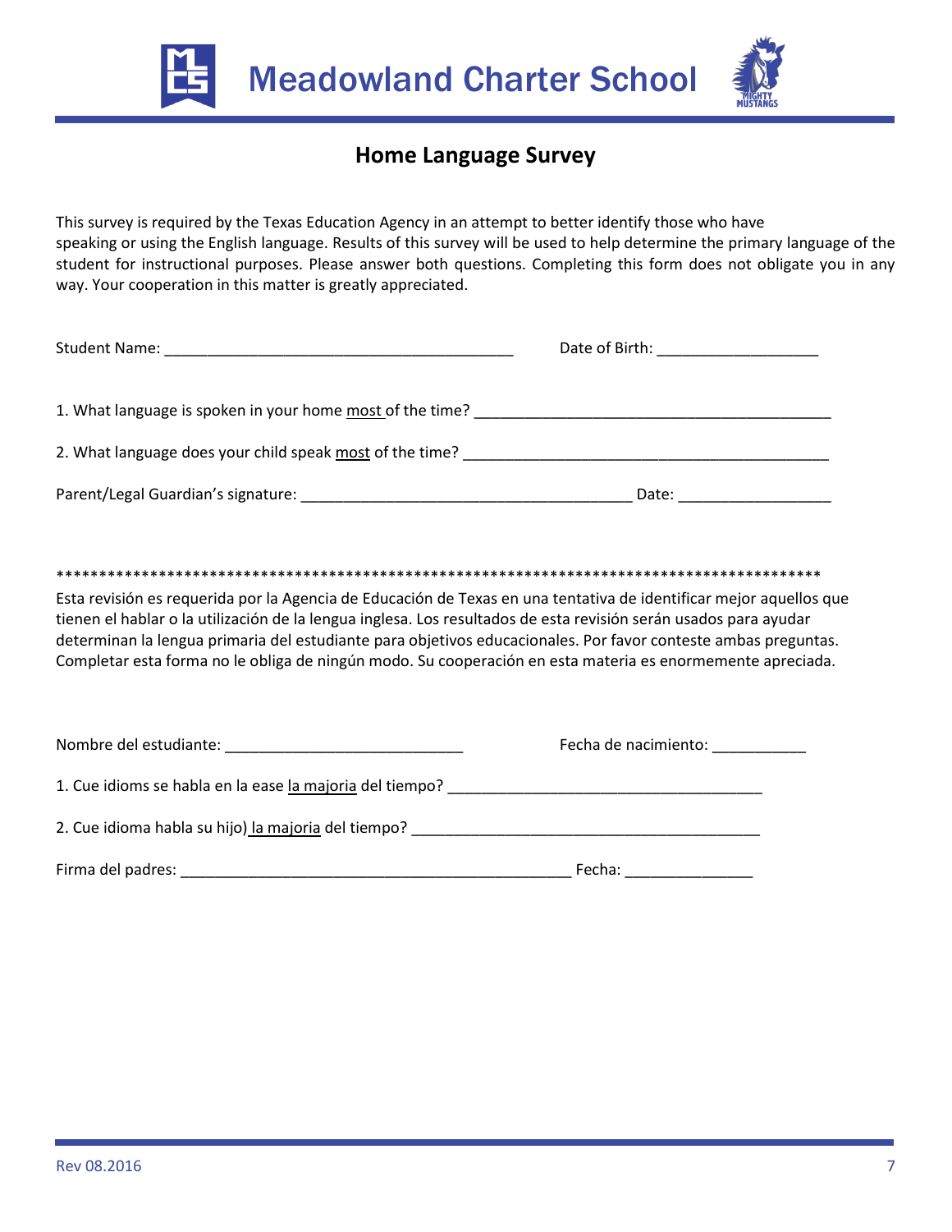# Meadowland Charter School

## Home Language Survey

This survey is required by the Texas Education Agency in an attempt to better identify those who have speaking or using the English language. Results of this survey will be used to help determine the primary language of the student for instructional purposes. Please answer both questions. Completing this form does not obligate you in any way. Your cooperation in this matter is greatly appreciated.

Student Name: ________________________________________ Date of Birth: __________________

1. What language is spoken in your home most of the time? ________________________________________

2. What language does your child speak most of the time? ________________________________________

Parent/Legal Guardian's signature: _____________________________________ Date: _________________

*****************************************************************************************

Esta revisión es requerida por la Agencia de Educación de Texas en una tentativa de identificar mejor aquellos que tienen el hablar o la utilización de la lengua inglesa. Los resultados de esta revisión serán usados para ayudar determinan la lengua primaria del estudiante para objetivos educacionales. Por favor conteste ambas preguntas. Completar esta forma no le obliga de ningún modo. Su cooperación en esta materia es enormemente apreciada.

Nombre del estudiante: ___________________________ Fecha de nacimiento: ___________

1. Cue idioms se habla en la ease la majoria del tiempo? ___________________________________

2. Cue idioma habla su hijo) la majoria del tiempo? _______________________________________

Firma del padres: ____________________________________________ Fecha: ______________

Rev 08.2016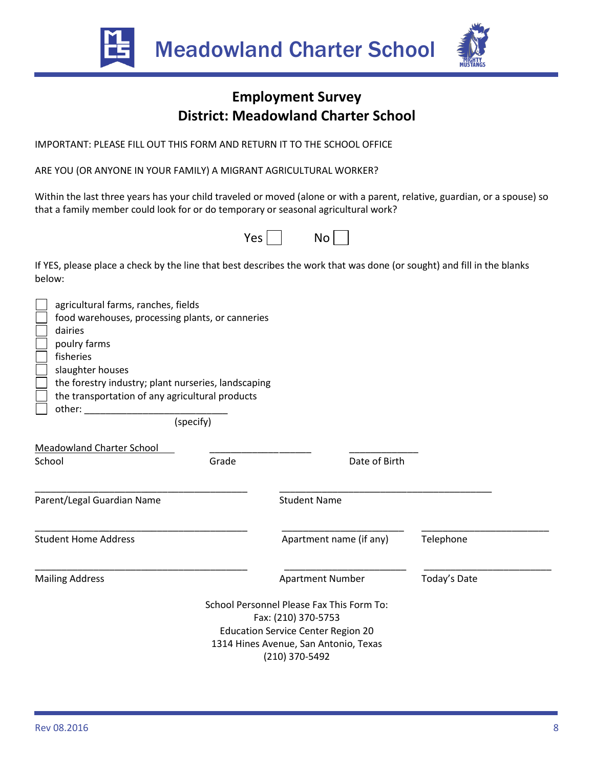# Meadowland Charter School

## Employment Survey
## District: Meadowland Charter School

IMPORTANT: PLEASE FILL OUT THIS FORM AND RETURN IT TO THE SCHOOL OFFICE

ARE YOU (OR ANYONE IN YOUR FAMILY) A MIGRANT AGRICULTURAL WORKER?

Within the last three years has your child traveled or moved (alone or with a parent, relative, guardian, or a spouse) so that a family member could look for or do temporary or seasonal agricultural work?

Yes ☐ No ☐

If YES, please place a check by the line that best describes the work that was done (or sought) and fill in the blanks below:

- ☐ agricultural farms, ranches, fields
- ☐ food warehouses, processing plants, or canneries
- ☐ dairies
- ☐ poulry farms
- ☐ fisheries
- ☐ slaughter houses
- ☐ the forestry industry; plant nurseries, landscaping
- ☐ the transportation of any agricultural products
- ☐ other: ___________________________ (specify)

Meadowland Charter School
School ____________________ Grade ____________________ Date of Birth

__________________________________________ Parent/Legal Guardian Name

__________________________________________ Student Name

__________________________________________ Student Home Address

________________________ Apartment name (if any)

________________________ Telephone

__________________________________________ Mailing Address

________________________ Apartment Number

________________________ Today's Date

School Personnel Please Fax This Form To:
Fax: (210) 370-5753
Education Service Center Region 20
1314 Hines Avenue, San Antonio, Texas
(210) 370-5492

Rev 08.2016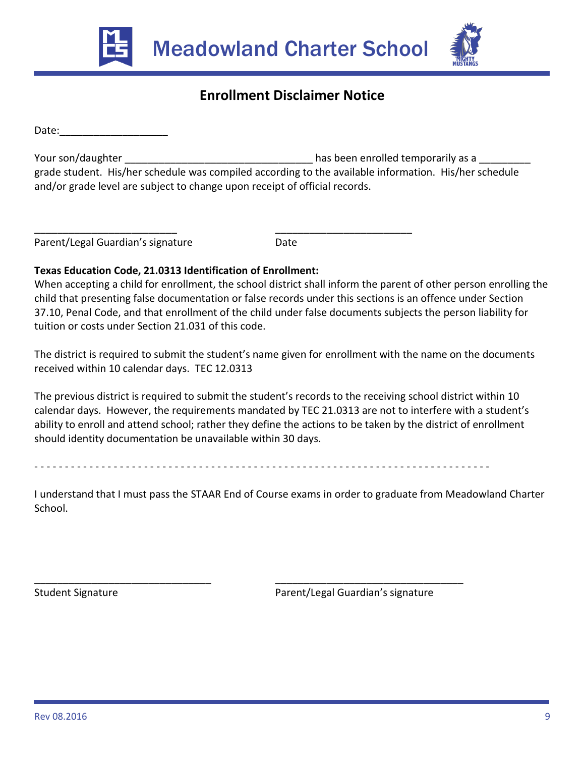# Meadowland Charter School

## Enrollment Disclaimer Notice

Date:___________________

Your son/daughter _________________________________ has been enrolled temporarily as a _________ grade student. His/her schedule was compiled according to the available information. His/her schedule and/or grade level are subject to change upon receipt of official records.

_________________________ &nbsp;&nbsp;&nbsp;&nbsp;&nbsp;&nbsp;&nbsp;&nbsp; ________________________

Parent/Legal Guardian's signature &nbsp;&nbsp;&nbsp;&nbsp;&nbsp;&nbsp;&nbsp;&nbsp; Date

**Texas Education Code, 21.0313 Identification of Enrollment:**

When accepting a child for enrollment, the school district shall inform the parent of other person enrolling the child that presenting false documentation or false records under this sections is an offence under Section 37.10, Penal Code, and that enrollment of the child under false documents subjects the person liability for tuition or costs under Section 21.031 of this code.

The district is required to submit the student's name given for enrollment with the name on the documents received within 10 calendar days. TEC 12.0313

The previous district is required to submit the student's records to the receiving school district within 10 calendar days. However, the requirements mandated by TEC 21.0313 are not to interfere with a student's ability to enroll and attend school; rather they define the actions to be taken by the district of enrollment should identity documentation be unavailable within 30 days.

- - - - - - - - - - - - - - - - - - - - - - - - - - - - - - - - - - - - - - - - - - - - - - - - - - - - - - - - - - - -

I understand that I must pass the STAAR End of Course exams in order to graduate from Meadowland Charter School.

_______________________________ &nbsp;&nbsp;&nbsp;&nbsp;&nbsp;&nbsp;&nbsp;&nbsp; _________________________________

Student Signature &nbsp;&nbsp;&nbsp;&nbsp;&nbsp;&nbsp;&nbsp;&nbsp; Parent/Legal Guardian's signature

Rev 08.2016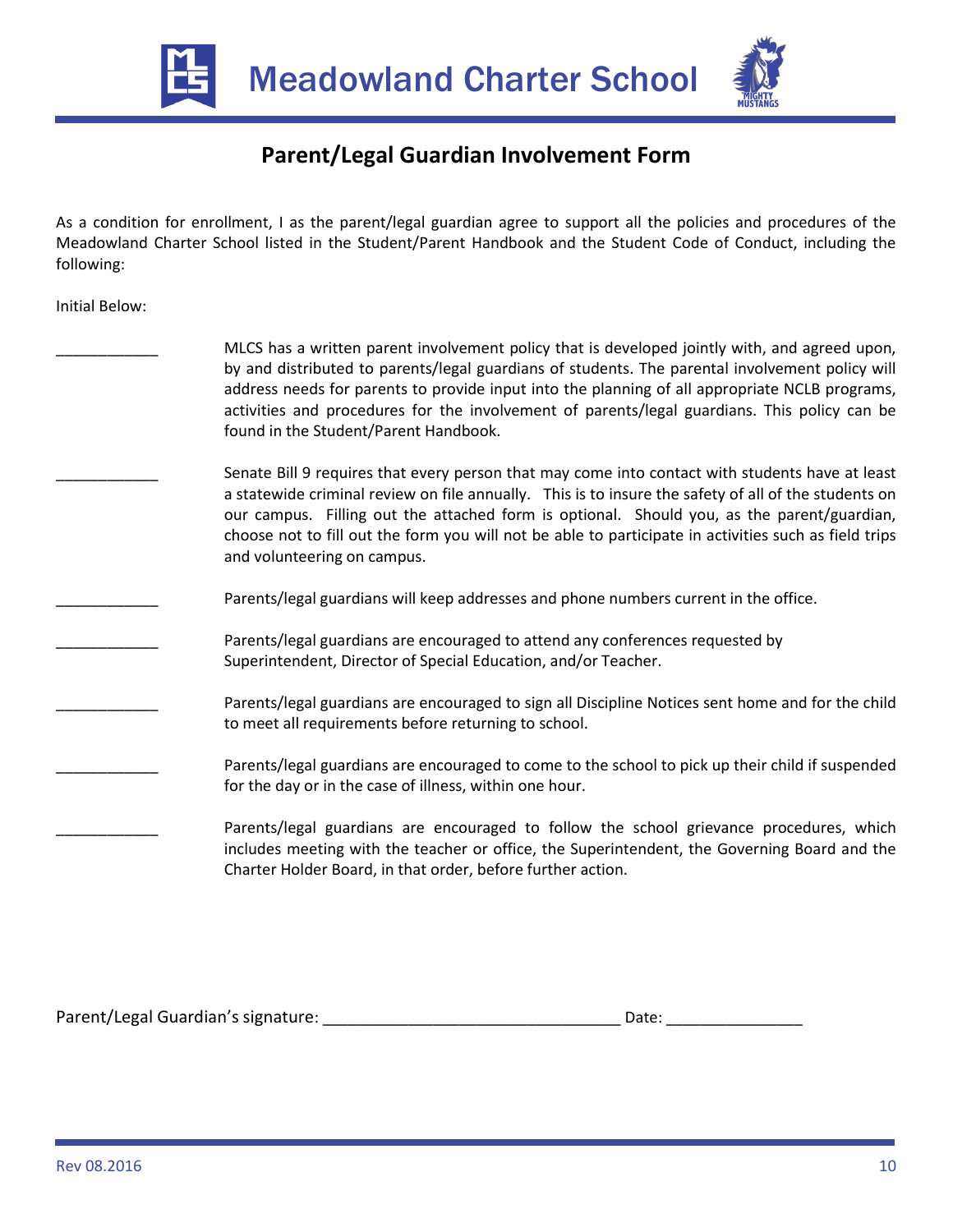# Meadowland Charter School

## Parent/Legal Guardian Involvement Form

As a condition for enrollment, I as the parent/legal guardian agree to support all the policies and procedures of the Meadowland Charter School listed in the Student/Parent Handbook and the Student Code of Conduct, including the following:

Initial Below:

____________ MLCS has a written parent involvement policy that is developed jointly with, and agreed upon, by and distributed to parents/legal guardians of students. The parental involvement policy will address needs for parents to provide input into the planning of all appropriate NCLB programs, activities and procedures for the involvement of parents/legal guardians. This policy can be found in the Student/Parent Handbook.

____________ Senate Bill 9 requires that every person that may come into contact with students have at least a statewide criminal review on file annually. This is to insure the safety of all of the students on our campus. Filling out the attached form is optional. Should you, as the parent/guardian, choose not to fill out the form you will not be able to participate in activities such as field trips and volunteering on campus.

____________ Parents/legal guardians will keep addresses and phone numbers current in the office.

____________ Parents/legal guardians are encouraged to attend any conferences requested by Superintendent, Director of Special Education, and/or Teacher.

____________ Parents/legal guardians are encouraged to sign all Discipline Notices sent home and for the child to meet all requirements before returning to school.

____________ Parents/legal guardians are encouraged to come to the school to pick up their child if suspended for the day or in the case of illness, within one hour.

____________ Parents/legal guardians are encouraged to follow the school grievance procedures, which includes meeting with the teacher or office, the Superintendent, the Governing Board and the Charter Holder Board, in that order, before further action.

Parent/Legal Guardian's signature: _________________________________ Date: _______________

Rev 08.2016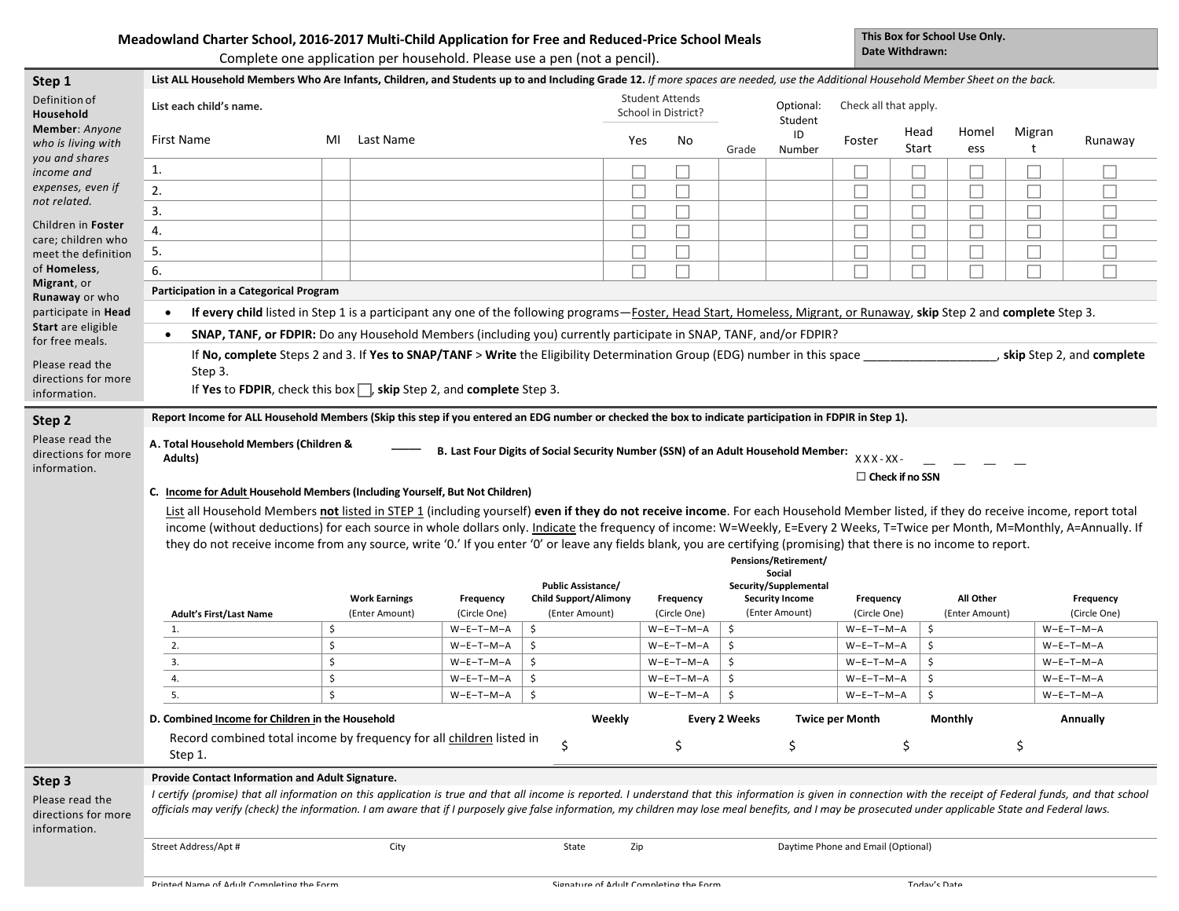# Meadowland Charter School, 2016-2017 Multi-Child Application for Free and Reduced-Price School Meals

Complete one application per household. Please use a pen (not a pencil).

**This Box for School Use Only.**
**Date Withdrawn:**

## Step 1

Definition of **Household Member**: *Anyone who is living with you and shares income and expenses, even if not related.*

Children in **Foster** care; children who meet the definition of **Homeless**, **Migrant**, or **Runaway** or who participate in **Head Start** are eligible for free meals.

Please read the directions for more information.

**List ALL Household Members Who Are Infants, Children, and Students up to and Including Grade 12.** *If more spaces are needed, use the Additional Household Member Sheet on the back.*

List each child's name.

| First Name | MI | Last Name | Student Attends School in District? Yes | No | Grade | Optional: Student ID Number | Foster | Head Start | Homeless | Migrant | Runaway |
|---|---|---|---|---|---|---|---|---|---|---|---|
| 1. | | | ☐ | ☐ | | | ☐ | ☐ | ☐ | ☐ | ☐ |
| 2. | | | ☐ | ☐ | | | ☐ | ☐ | ☐ | ☐ | ☐ |
| 3. | | | ☐ | ☐ | | | ☐ | ☐ | ☐ | ☐ | ☐ |
| 4. | | | ☐ | ☐ | | | ☐ | ☐ | ☐ | ☐ | ☐ |
| 5. | | | ☐ | ☐ | | | ☐ | ☐ | ☐ | ☐ | ☐ |
| 6. | | | ☐ | ☐ | | | ☐ | ☐ | ☐ | ☐ | ☐ |

(Check all that apply: Foster, Head Start, Homeless, Migrant, Runaway)

**Participation in a Categorical Program**

- **If every child** listed in Step 1 is a participant any one of the following programs—Foster, Head Start, Homeless, Migrant, or Runaway, **skip** Step 2 and **complete** Step 3.
- **SNAP, TANF, or FDPIR:** Do any Household Members (including you) currently participate in SNAP, TANF, and/or FDPIR?

  If **No, complete** Steps 2 and 3. If **Yes to SNAP/TANF** > **Write** the Eligibility Determination Group (EDG) number in this space ____________________, **skip** Step 2, and **complete** Step 3.

  If **Yes** to **FDPIR**, check this box ☐, **skip** Step 2, and **complete** Step 3.

## Step 2

Please read the directions for more information.

**Report Income for ALL Household Members (Skip this step if you entered an EDG number or checked the box to indicate participation in FDPIR in Step 1).**

**A. Total Household Members (Children & Adults)** _____

**B. Last Four Digits of Social Security Number (SSN) of an Adult Household Member:** XXX-XX- __ __ __ __

☐ **Check if no SSN**

**C. Income for Adult Household Members (Including Yourself, But Not Children)**

List all Household Members **not** listed in STEP 1 (including yourself) **even if they do not receive income**. For each Household Member listed, if they do receive income, report total income (without deductions) for each source in whole dollars only. Indicate the frequency of income: W=Weekly, E=Every 2 Weeks, T=Twice per Month, M=Monthly, A=Annually. If they do not receive income from any source, write '0.' If you enter '0' or leave any fields blank, you are certifying (promising) that there is no income to report.

| Adult's First/Last Name | Work Earnings (Enter Amount) | Frequency (Circle One) | Public Assistance/ Child Support/Alimony (Enter Amount) | Frequency (Circle One) | Pensions/Retirement/ Social Security/Supplemental Security Income (Enter Amount) | Frequency (Circle One) | All Other (Enter Amount) | Frequency (Circle One) |
|---|---|---|---|---|---|---|---|---|
| 1. | $ | W–E–T–M–A | $ | W–E–T–M–A | $ | W–E–T–M–A | $ | W–E–T–M–A |
| 2. | $ | W–E–T–M–A | $ | W–E–T–M–A | $ | W–E–T–M–A | $ | W–E–T–M–A |
| 3. | $ | W–E–T–M–A | $ | W–E–T–M–A | $ | W–E–T–M–A | $ | W–E–T–M–A |
| 4. | $ | W–E–T–M–A | $ | W–E–T–M–A | $ | W–E–T–M–A | $ | W–E–T–M–A |
| 5. | $ | W–E–T–M–A | $ | W–E–T–M–A | $ | W–E–T–M–A | $ | W–E–T–M–A |

**D. Combined Income for Children in the Household**

| Record combined total income by frequency for all children listed in Step 1. | Weekly | Every 2 Weeks | Twice per Month | Monthly | Annually |
|---|---|---|---|---|---|
| | $ | $ | $ | $ | $ |

## Step 3

Please read the directions for more information.

**Provide Contact Information and Adult Signature.**

*I certify (promise) that all information on this application is true and that all income is reported. I understand that this information is given in connection with the receipt of Federal funds, and that school officials may verify (check) the information. I am aware that if I purposely give false information, my children may lose meal benefits, and I may be prosecuted under applicable State and Federal laws.*

| Street Address/Apt # | City | State | Zip | Daytime Phone and Email (Optional) |
|---|---|---|---|---|
| | | | | |

| Printed Name of Adult Completing the Form | Signature of Adult Completing the Form | Today's Date |
|---|---|---|
| | | |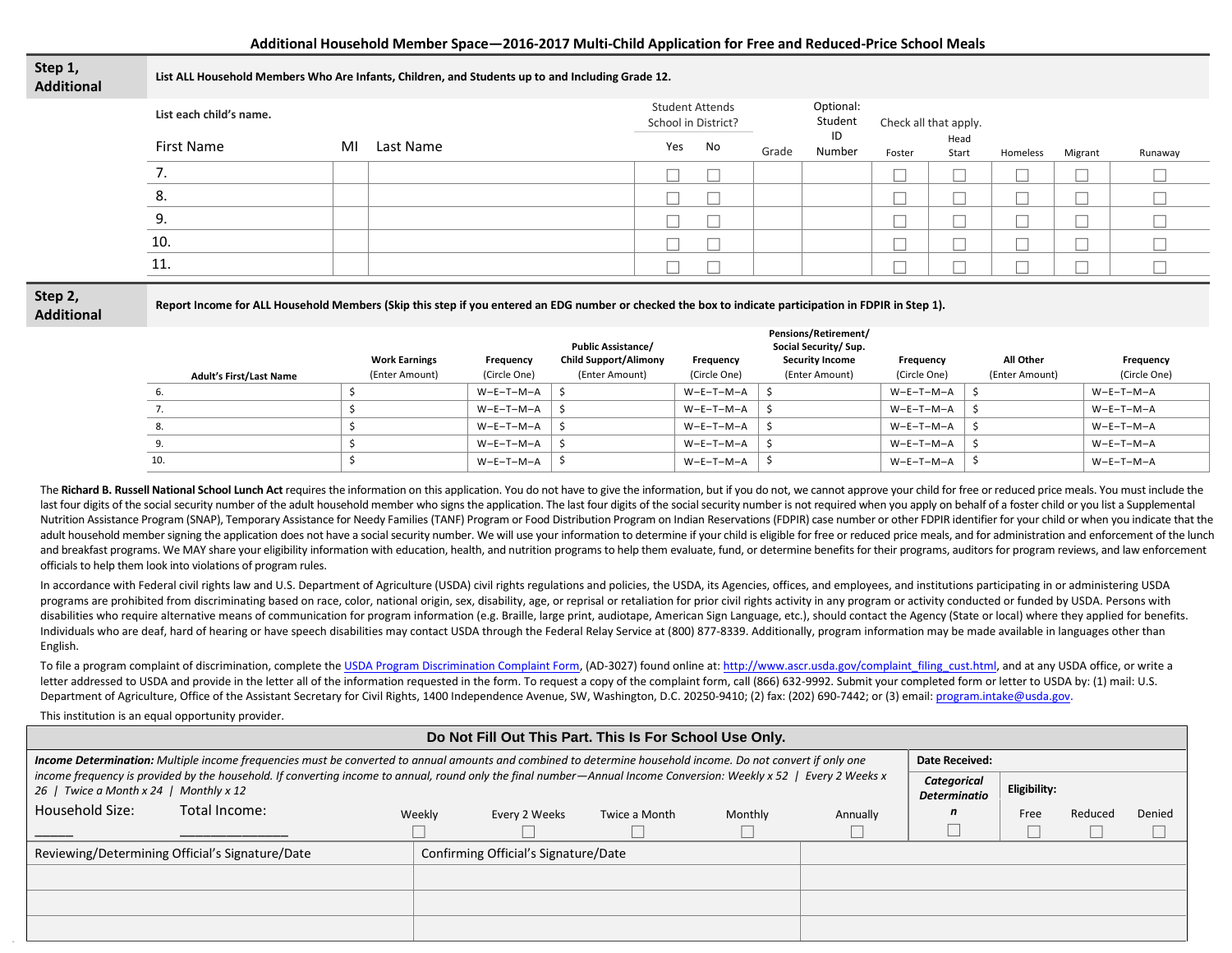## Additional Household Member Space—2016-2017 Multi-Child Application for Free and Reduced-Price School Meals

### Step 1, Additional

**List ALL Household Members Who Are Infants, Children, and Students up to and Including Grade 12.**

**List each child's name.**

| First Name | MI | Last Name | Student Attends School in District? Yes | No | Grade | Optional: Student ID Number | Check all that apply. Foster | Head Start | Homeless | Migrant | Runaway |
|---|---|---|---|---|---|---|---|---|---|---|---|
| 7. | | | ☐ | ☐ | | | ☐ | ☐ | ☐ | ☐ | ☐ |
| 8. | | | ☐ | ☐ | | | ☐ | ☐ | ☐ | ☐ | ☐ |
| 9. | | | ☐ | ☐ | | | ☐ | ☐ | ☐ | ☐ | ☐ |
| 10. | | | ☐ | ☐ | | | ☐ | ☐ | ☐ | ☐ | ☐ |
| 11. | | | ☐ | ☐ | | | ☐ | ☐ | ☐ | ☐ | ☐ |

### Step 2, Additional

**Report Income for ALL Household Members (Skip this step if you entered an EDG number or checked the box to indicate participation in FDPIR in Step 1).**

| Adult's First/Last Name | Work Earnings (Enter Amount) | Frequency (Circle One) | Public Assistance/ Child Support/Alimony (Enter Amount) | Frequency (Circle One) | Pensions/Retirement/ Social Security/ Sup. Security Income (Enter Amount) | Frequency (Circle One) | All Other (Enter Amount) | Frequency (Circle One) |
|---|---|---|---|---|---|---|---|---|
| 6. | $ | W–E–T–M–A | $ | W–E–T–M–A | $ | W–E–T–M–A | $ | W–E–T–M–A |
| 7. | $ | W–E–T–M–A | $ | W–E–T–M–A | $ | W–E–T–M–A | $ | W–E–T–M–A |
| 8. | $ | W–E–T–M–A | $ | W–E–T–M–A | $ | W–E–T–M–A | $ | W–E–T–M–A |
| 9. | $ | W–E–T–M–A | $ | W–E–T–M–A | $ | W–E–T–M–A | $ | W–E–T–M–A |
| 10. | $ | W–E–T–M–A | $ | W–E–T–M–A | $ | W–E–T–M–A | $ | W–E–T–M–A |

The **Richard B. Russell National School Lunch Act** requires the information on this application. You do not have to give the information, but if you do not, we cannot approve your child for free or reduced price meals. You must include the last four digits of the social security number of the adult household member who signs the application. The last four digits of the social security number is not required when you apply on behalf of a foster child or you list a Supplemental Nutrition Assistance Program (SNAP), Temporary Assistance for Needy Families (TANF) Program or Food Distribution Program on Indian Reservations (FDPIR) case number or other FDPIR identifier for your child or when you indicate that the adult household member signing the application does not have a social security number. We will use your information to determine if your child is eligible for free or reduced price meals, and for administration and enforcement of the lunch and breakfast programs. We MAY share your eligibility information with education, health, and nutrition programs to help them evaluate, fund, or determine benefits for their programs, auditors for program reviews, and law enforcement officials to help them look into violations of program rules.

In accordance with Federal civil rights law and U.S. Department of Agriculture (USDA) civil rights regulations and policies, the USDA, its Agencies, offices, and employees, and institutions participating in or administering USDA programs are prohibited from discriminating based on race, color, national origin, sex, disability, age, or reprisal or retaliation for prior civil rights activity in any program or activity conducted or funded by USDA. Persons with disabilities who require alternative means of communication for program information (e.g. Braille, large print, audiotape, American Sign Language, etc.), should contact the Agency (State or local) where they applied for benefits. Individuals who are deaf, hard of hearing or have speech disabilities may contact USDA through the Federal Relay Service at (800) 877-8339. Additionally, program information may be made available in languages other than English.

To file a program complaint of discrimination, complete the USDA Program Discrimination Complaint Form, (AD-3027) found online at: http://www.ascr.usda.gov/complaint_filing_cust.html, and at any USDA office, or write a letter addressed to USDA and provide in the letter all of the information requested in the form. To request a copy of the complaint form, call (866) 632-9992. Submit your completed form or letter to USDA by: (1) mail: U.S. Department of Agriculture, Office of the Assistant Secretary for Civil Rights, 1400 Independence Avenue, SW, Washington, D.C. 20250-9410; (2) fax: (202) 690-7442; or (3) email: program.intake@usda.gov.

This institution is an equal opportunity provider.

### Do Not Fill Out This Part. This Is For School Use Only.

***Income Determination:*** *Multiple income frequencies must be converted to annual amounts and combined to determine household income. Do not convert if only one income frequency is provided by the household. If converting income to annual, round only the final number—Annual Income Conversion: Weekly x 52 | Every 2 Weeks x 26 | Twice a Month x 24 | Monthly x 12*

Household Size: ______ Total Income: ______________

Weekly ☐ Every 2 Weeks ☐ Twice a Month ☐ Monthly ☐ Annually ☐

**Date Received:**

***Categorical Determination*** ☐

**Eligibility:** Free ☐ Reduced ☐ Denied ☐

| Reviewing/Determining Official's Signature/Date | Confirming Official's Signature/Date | |
|---|---|---|
| | | |
| | | |
| | | |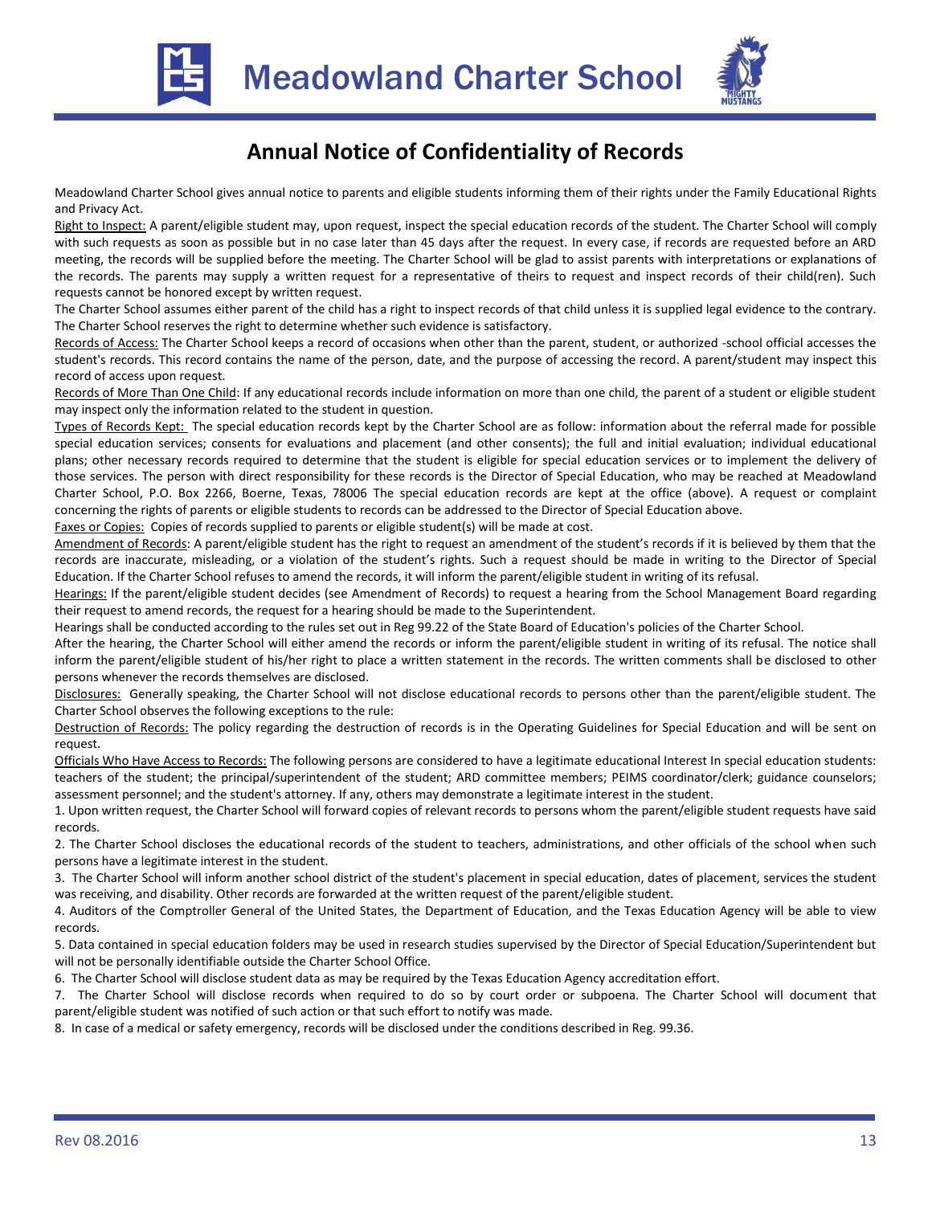# Meadowland Charter School

## Annual Notice of Confidentiality of Records

Meadowland Charter School gives annual notice to parents and eligible students informing them of their rights under the Family Educational Rights and Privacy Act.

Right to Inspect: A parent/eligible student may, upon request, inspect the special education records of the student. The Charter School will comply with such requests as soon as possible but in no case later than 45 days after the request. In every case, if records are requested before an ARD meeting, the records will be supplied before the meeting. The Charter School will be glad to assist parents with interpretations or explanations of the records. The parents may supply a written request for a representative of theirs to request and inspect records of their child(ren). Such requests cannot be honored except by written request.

The Charter School assumes either parent of the child has a right to inspect records of that child unless it is supplied legal evidence to the contrary. The Charter School reserves the right to determine whether such evidence is satisfactory.

Records of Access: The Charter School keeps a record of occasions when other than the parent, student, or authorized -school official accesses the student's records. This record contains the name of the person, date, and the purpose of accessing the record. A parent/student may inspect this record of access upon request.

Records of More Than One Child: If any educational records include information on more than one child, the parent of a student or eligible student may inspect only the information related to the student in question.

Types of Records Kept: The special education records kept by the Charter School are as follow: information about the referral made for possible special education services; consents for evaluations and placement (and other consents); the full and initial evaluation; individual educational plans; other necessary records required to determine that the student is eligible for special education services or to implement the delivery of those services. The person with direct responsibility for these records is the Director of Special Education, who may be reached at Meadowland Charter School, P.O. Box 2266, Boerne, Texas, 78006 The special education records are kept at the office (above). A request or complaint concerning the rights of parents or eligible students to records can be addressed to the Director of Special Education above.

Faxes or Copies: Copies of records supplied to parents or eligible student(s) will be made at cost.

Amendment of Records: A parent/eligible student has the right to request an amendment of the student's records if it is believed by them that the records are inaccurate, misleading, or a violation of the student's rights. Such a request should be made in writing to the Director of Special Education. If the Charter School refuses to amend the records, it will inform the parent/eligible student in writing of its refusal.

Hearings: If the parent/eligible student decides (see Amendment of Records) to request a hearing from the School Management Board regarding their request to amend records, the request for a hearing should be made to the Superintendent.

Hearings shall be conducted according to the rules set out in Reg 99.22 of the State Board of Education's policies of the Charter School.

After the hearing, the Charter School will either amend the records or inform the parent/eligible student in writing of its refusal. The notice shall inform the parent/eligible student of his/her right to place a written statement in the records. The written comments shall be disclosed to other persons whenever the records themselves are disclosed.

Disclosures: Generally speaking, the Charter School will not disclose educational records to persons other than the parent/eligible student. The Charter School observes the following exceptions to the rule:

Destruction of Records: The policy regarding the destruction of records is in the Operating Guidelines for Special Education and will be sent on request.

Officials Who Have Access to Records: The following persons are considered to have a legitimate educational Interest In special education students: teachers of the student; the principal/superintendent of the student; ARD committee members; PEIMS coordinator/clerk; guidance counselors; assessment personnel; and the student's attorney. If any, others may demonstrate a legitimate interest in the student.

1. Upon written request, the Charter School will forward copies of relevant records to persons whom the parent/eligible student requests have said records.
2. The Charter School discloses the educational records of the student to teachers, administrations, and other officials of the school when such persons have a legitimate interest in the student.
3. The Charter School will inform another school district of the student's placement in special education, dates of placement, services the student was receiving, and disability. Other records are forwarded at the written request of the parent/eligible student.
4. Auditors of the Comptroller General of the United States, the Department of Education, and the Texas Education Agency will be able to view records.
5. Data contained in special education folders may be used in research studies supervised by the Director of Special Education/Superintendent but will not be personally identifiable outside the Charter School Office.
6. The Charter School will disclose student data as may be required by the Texas Education Agency accreditation effort.
7. The Charter School will disclose records when required to do so by court order or subpoena. The Charter School will document that parent/eligible student was notified of such action or that such effort to notify was made.
8. In case of a medical or safety emergency, records will be disclosed under the conditions described in Reg. 99.36.

Rev 08.2016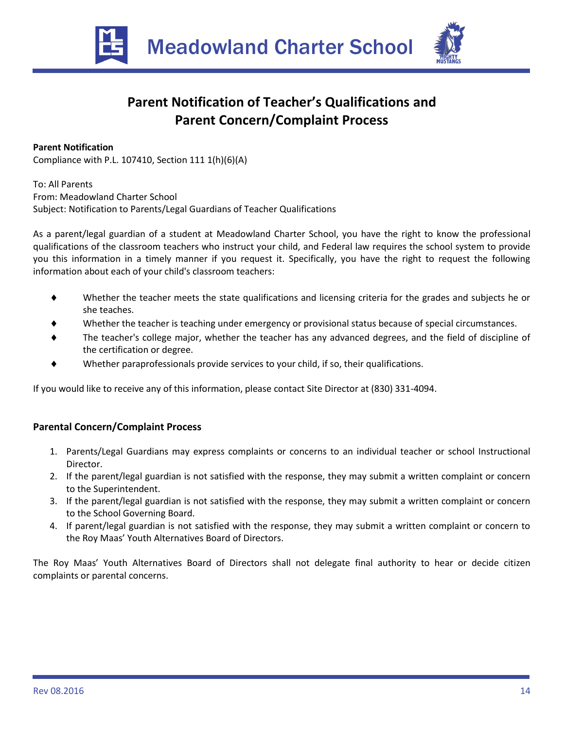# Parent Notification of Teacher's Qualifications and Parent Concern/Complaint Process

**Parent Notification**
Compliance with P.L. 107410, Section 111 1(h)(6)(A)

To: All Parents
From: Meadowland Charter School
Subject: Notification to Parents/Legal Guardians of Teacher Qualifications

As a parent/legal guardian of a student at Meadowland Charter School, you have the right to know the professional qualifications of the classroom teachers who instruct your child, and Federal law requires the school system to provide you this information in a timely manner if you request it. Specifically, you have the right to request the following information about each of your child's classroom teachers:

- Whether the teacher meets the state qualifications and licensing criteria for the grades and subjects he or she teaches.
- Whether the teacher is teaching under emergency or provisional status because of special circumstances.
- The teacher's college major, whether the teacher has any advanced degrees, and the field of discipline of the certification or degree.
- Whether paraprofessionals provide services to your child, if so, their qualifications.

If you would like to receive any of this information, please contact Site Director at (830) 331-4094.

**Parental Concern/Complaint Process**

1. Parents/Legal Guardians may express complaints or concerns to an individual teacher or school Instructional Director.
2. If the parent/legal guardian is not satisfied with the response, they may submit a written complaint or concern to the Superintendent.
3. If the parent/legal guardian is not satisfied with the response, they may submit a written complaint or concern to the School Governing Board.
4. If parent/legal guardian is not satisfied with the response, they may submit a written complaint or concern to the Roy Maas' Youth Alternatives Board of Directors.

The Roy Maas' Youth Alternatives Board of Directors shall not delegate final authority to hear or decide citizen complaints or parental concerns.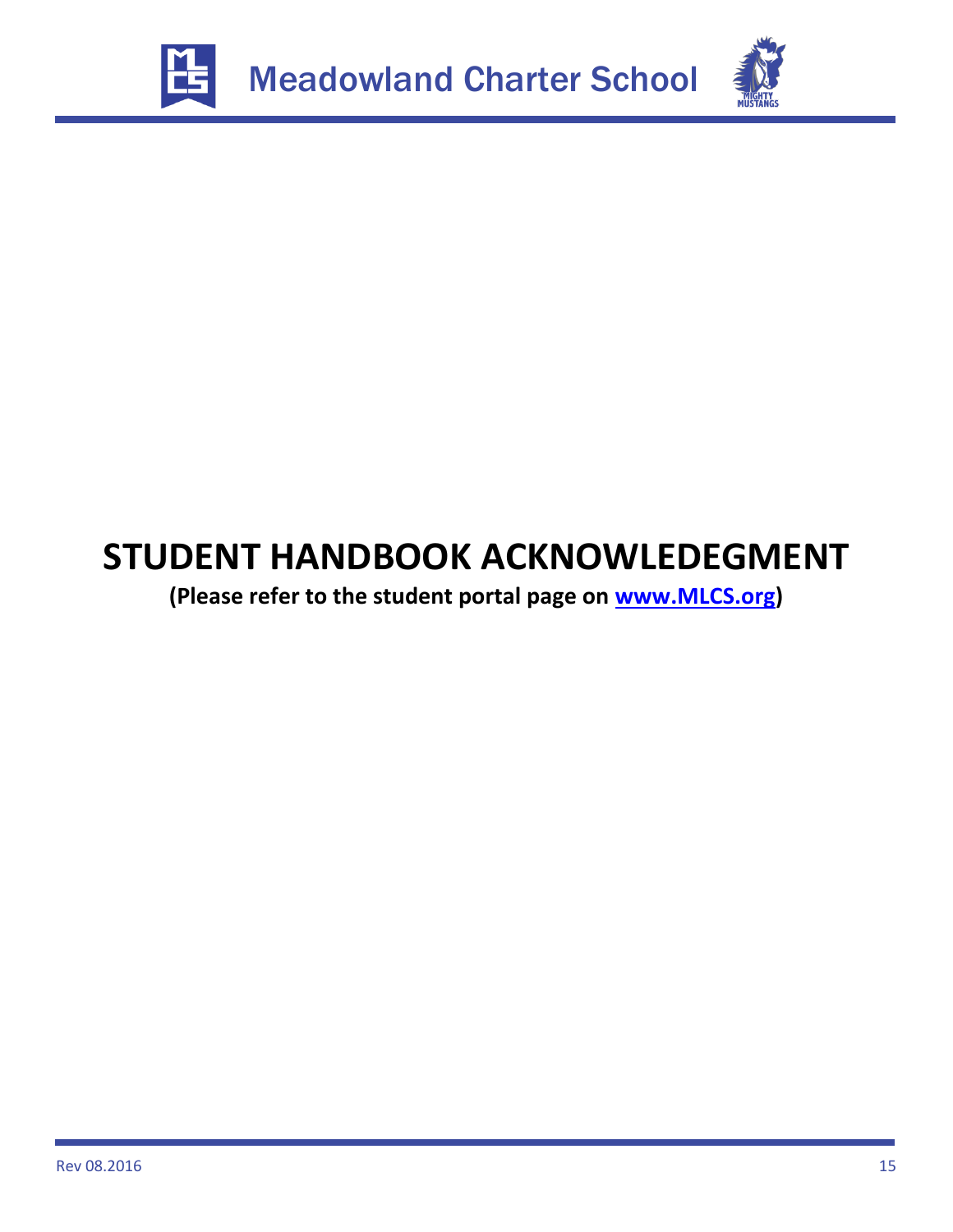# STUDENT HANDBOOK ACKNOWLEDEGMENT

**(Please refer to the student portal page on [www.MLCS.org](http://www.MLCS.org))**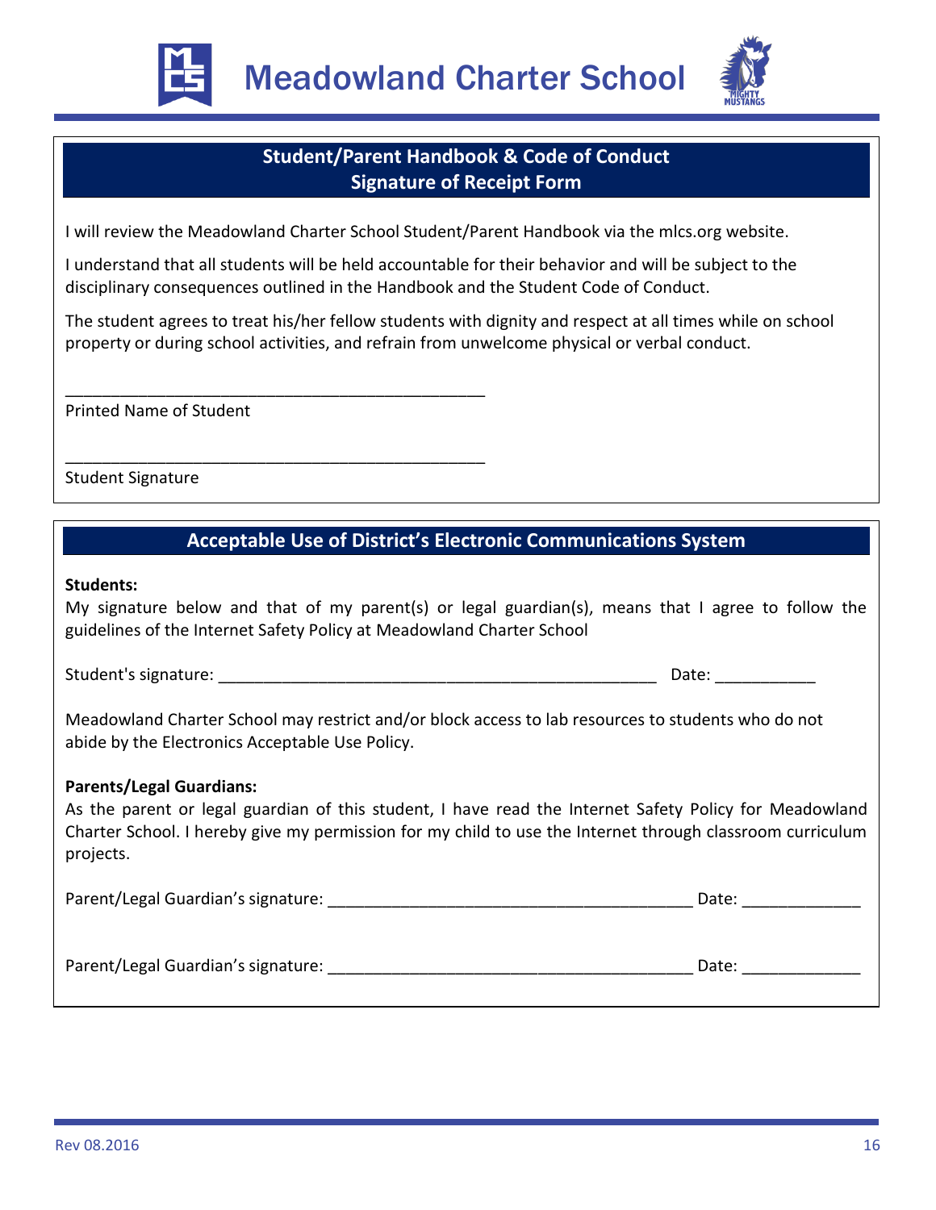# Meadowland Charter School

## Student/Parent Handbook & Code of Conduct
## Signature of Receipt Form

I will review the Meadowland Charter School Student/Parent Handbook via the mlcs.org website.

I understand that all students will be held accountable for their behavior and will be subject to the disciplinary consequences outlined in the Handbook and the Student Code of Conduct.

The student agrees to treat his/her fellow students with dignity and respect at all times while on school property or during school activities, and refrain from unwelcome physical or verbal conduct.

_______________________________________________
Printed Name of Student

_______________________________________________
Student Signature

## Acceptable Use of District's Electronic Communications System

**Students:**
My signature below and that of my parent(s) or legal guardian(s), means that I agree to follow the guidelines of the Internet Safety Policy at Meadowland Charter School

Student's signature: __________________________________________________ Date: ___________

Meadowland Charter School may restrict and/or block access to lab resources to students who do not abide by the Electronics Acceptable Use Policy.

**Parents/Legal Guardians:**
As the parent or legal guardian of this student, I have read the Internet Safety Policy for Meadowland Charter School. I hereby give my permission for my child to use the Internet through classroom curriculum projects.

Parent/Legal Guardian's signature: _________________________________________ Date: _____________

Parent/Legal Guardian's signature: _________________________________________ Date: _____________

Rev 08.2016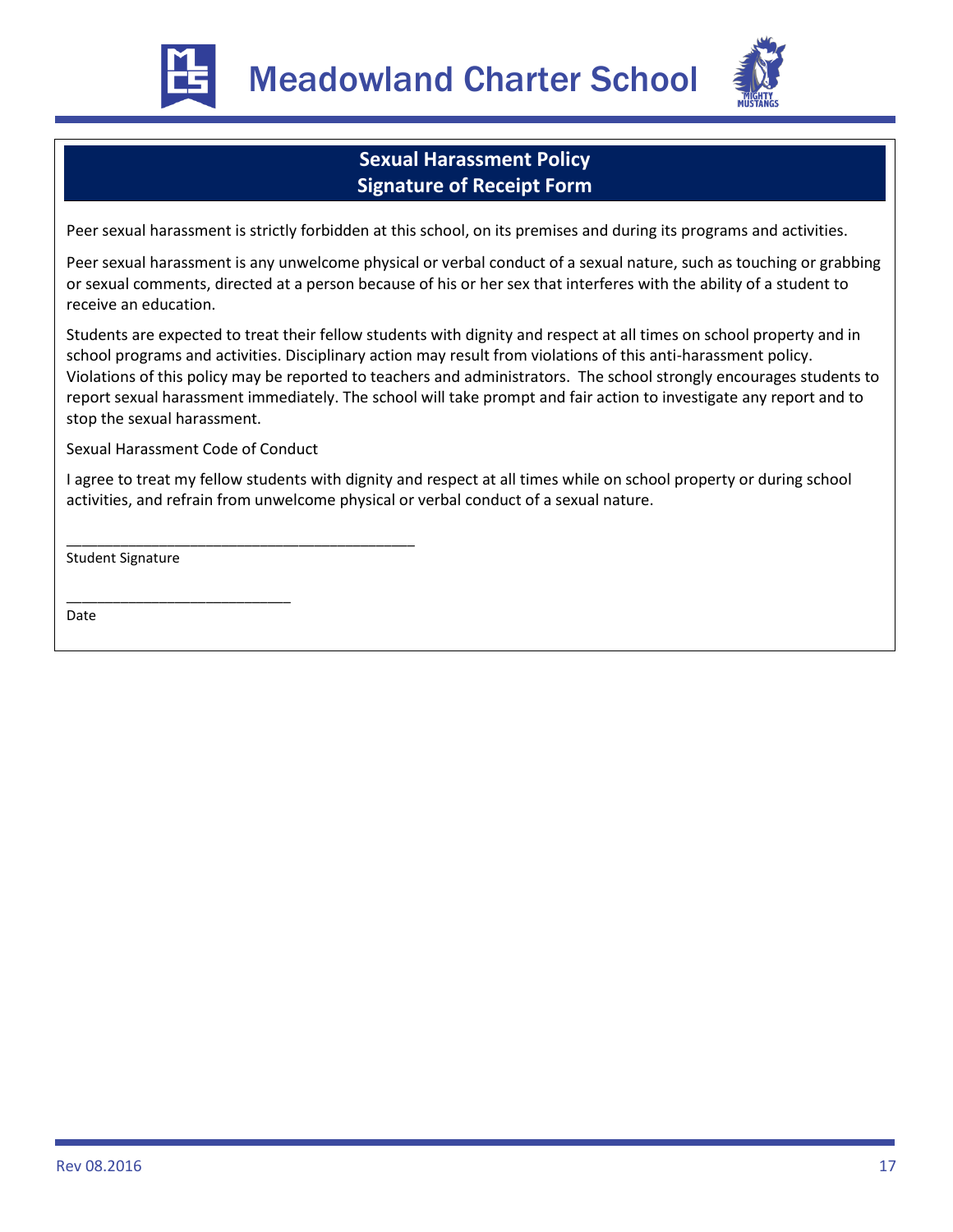# Sexual Harassment Policy
## Signature of Receipt Form

Peer sexual harassment is strictly forbidden at this school, on its premises and during its programs and activities.

Peer sexual harassment is any unwelcome physical or verbal conduct of a sexual nature, such as touching or grabbing or sexual comments, directed at a person because of his or her sex that interferes with the ability of a student to receive an education.

Students are expected to treat their fellow students with dignity and respect at all times on school property and in school programs and activities. Disciplinary action may result from violations of this anti-harassment policy. Violations of this policy may be reported to teachers and administrators. The school strongly encourages students to report sexual harassment immediately. The school will take prompt and fair action to investigate any report and to stop the sexual harassment.

Sexual Harassment Code of Conduct

I agree to treat my fellow students with dignity and respect at all times while on school property or during school activities, and refrain from unwelcome physical or verbal conduct of a sexual nature.

_____________________________________________

Student Signature

_____________________________

Date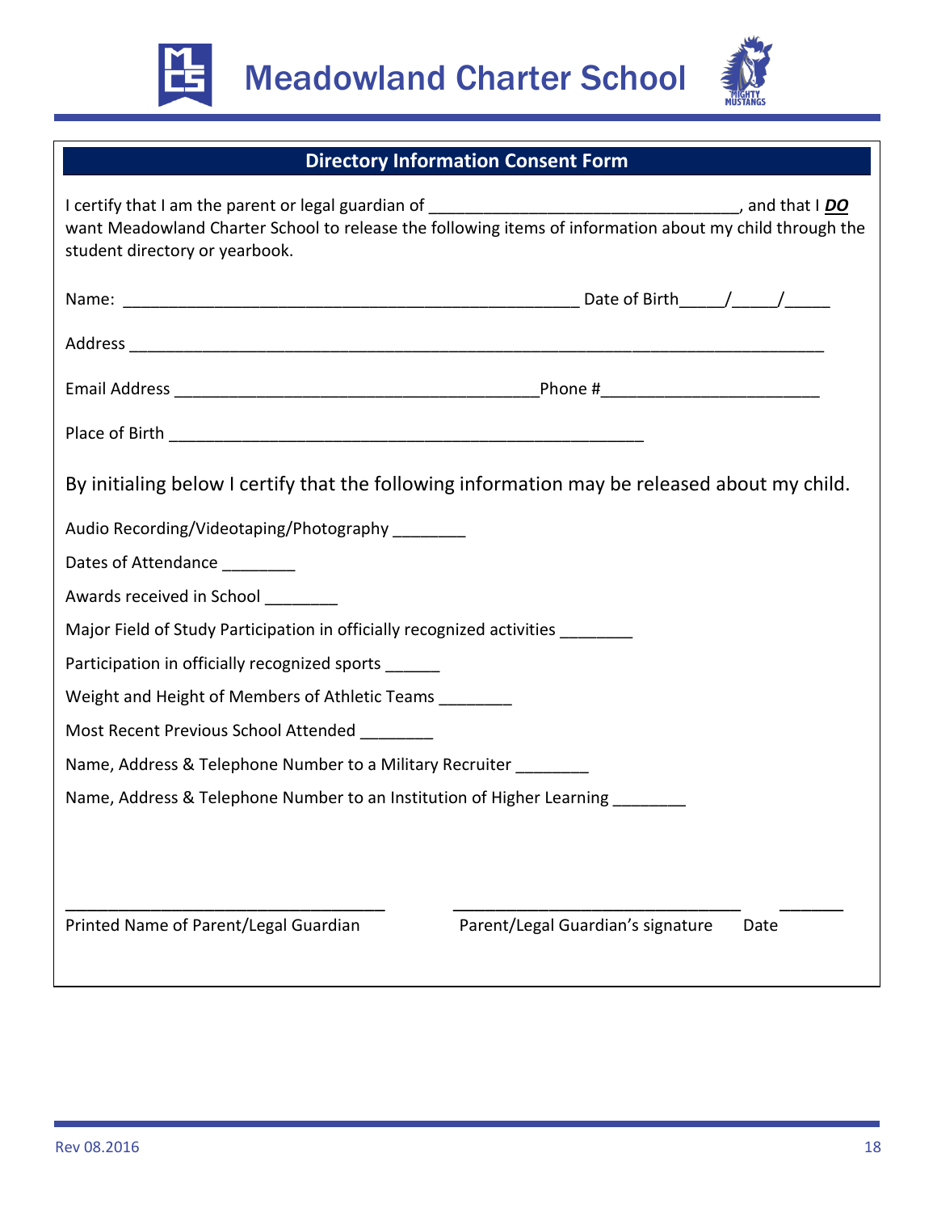# Meadowland Charter School

## Directory Information Consent Form

I certify that I am the parent or legal guardian of ________________________________, and that I ***DO*** want Meadowland Charter School to release the following items of information about my child through the student directory or yearbook.

Name: __________________________________________________ Date of Birth_____/_____/_____

Address ____________________________________________________________________________

Email Address ________________________________________Phone #_______________________

Place of Birth ____________________________________________________

By initialing below I certify that the following information may be released about my child.

Audio Recording/Videotaping/Photography ________

Dates of Attendance ________

Awards received in School ________

Major Field of Study Participation in officially recognized activities ________

Participation in officially recognized sports ______

Weight and Height of Members of Athletic Teams ________

Most Recent Previous School Attended ________

Name, Address & Telephone Number to a Military Recruiter ________

Name, Address & Telephone Number to an Institution of Higher Learning ________

___________________________________ ________________________________ _______

Printed Name of Parent/Legal Guardian Parent/Legal Guardian's signature Date

Rev 08.2016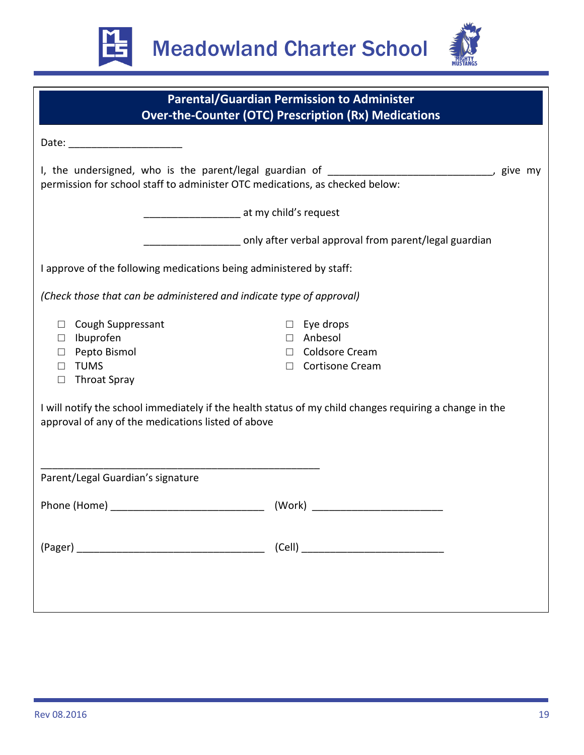# Meadowland Charter School

## Parental/Guardian Permission to Administer Over-the-Counter (OTC) Prescription (Rx) Medications

Date: ____________________

I, the undersigned, who is the parent/legal guardian of ____________________________, give my permission for school staff to administer OTC medications, as checked below:

________________ at my child's request

________________ only after verbal approval from parent/legal guardian

I approve of the following medications being administered by staff:

*(Check those that can be administered and indicate type of approval)*

- ☐ Cough Suppressant
- ☐ Ibuprofen
- ☐ Pepto Bismol
- ☐ TUMS
- ☐ Throat Spray
- ☐ Eye drops
- ☐ Anbesol
- ☐ Coldsore Cream
- ☐ Cortisone Cream

I will notify the school immediately if the health status of my child changes requiring a change in the approval of any of the medications listed of above

_______________________________________________

Parent/Legal Guardian's signature

Phone (Home) __________________________ (Work) ______________________

(Pager) ________________________________ (Cell) ________________________

Rev 08.2016